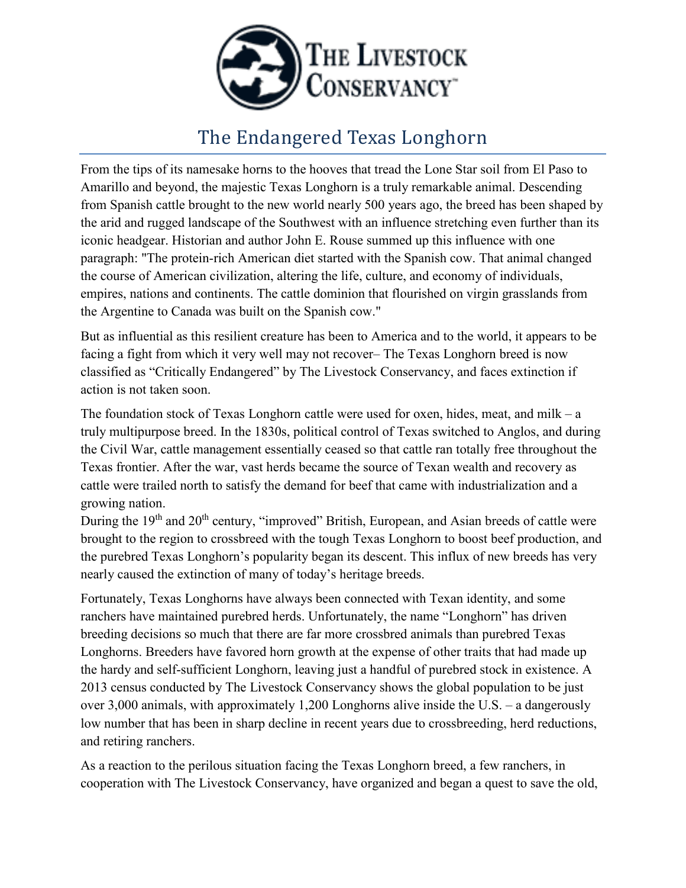# The Endangered Texas Longhorn

From the tips of its namesake horns to the hooves that tread the Lone Star soil from El Paso to Amarillo and beyond, the majestic Texas Longhorn is a truly remarkable animal. Descending from Spanish cattle brought to the new world nearly 500 years ago, the breed has been shaped by the arid and rugged landscape of the Southwest with an influence stretching even further than its iconic headgear. Historian and author John E. Rouse summed up this influence with one paragraph: "The protein-rich American diet started with the Spanish cow. That animal changed the course of American civilization, altering the life, culture, and economy of individuals, empires, nations and continents. The cattle dominion that flourished on virgin grasslands from the Argentine to Canada was built on the Spanish cow."

But as influential as this resilient creature has been to America and to the world, it appears to be facing a fight from which it very well may not recover– The Texas Longhorn breed is now classified as "Critically Endangered" by The Livestock Conservancy, and faces extinction if action is not taken soon.

The foundation stock of Texas Longhorn cattle were used for oxen, hides, meat, and milk – a truly multipurpose breed. In the 1830s, political control of Texas switched to Anglos, and during the Civil War, cattle management essentially ceased so that cattle ran totally free throughout the Texas frontier. After the war, vast herds became the source of Texan wealth and recovery as cattle were trailed north to satisfy the demand for beef that came with industrialization and a growing nation.
During the 19th and 20th century, "improved" British, European, and Asian breeds of cattle were brought to the region to crossbreed with the tough Texas Longhorn to boost beef production, and the purebred Texas Longhorn's popularity began its descent. This influx of new breeds has very nearly caused the extinction of many of today's heritage breeds.

Fortunately, Texas Longhorns have always been connected with Texan identity, and some ranchers have maintained purebred herds. Unfortunately, the name "Longhorn" has driven breeding decisions so much that there are far more crossbred animals than purebred Texas Longhorns. Breeders have favored horn growth at the expense of other traits that had made up the hardy and self-sufficient Longhorn, leaving just a handful of purebred stock in existence. A 2013 census conducted by The Livestock Conservancy shows the global population to be just over 3,000 animals, with approximately 1,200 Longhorns alive inside the U.S. – a dangerously low number that has been in sharp decline in recent years due to crossbreeding, herd reductions, and retiring ranchers.

As a reaction to the perilous situation facing the Texas Longhorn breed, a few ranchers, in cooperation with The Livestock Conservancy, have organized and began a quest to save the old,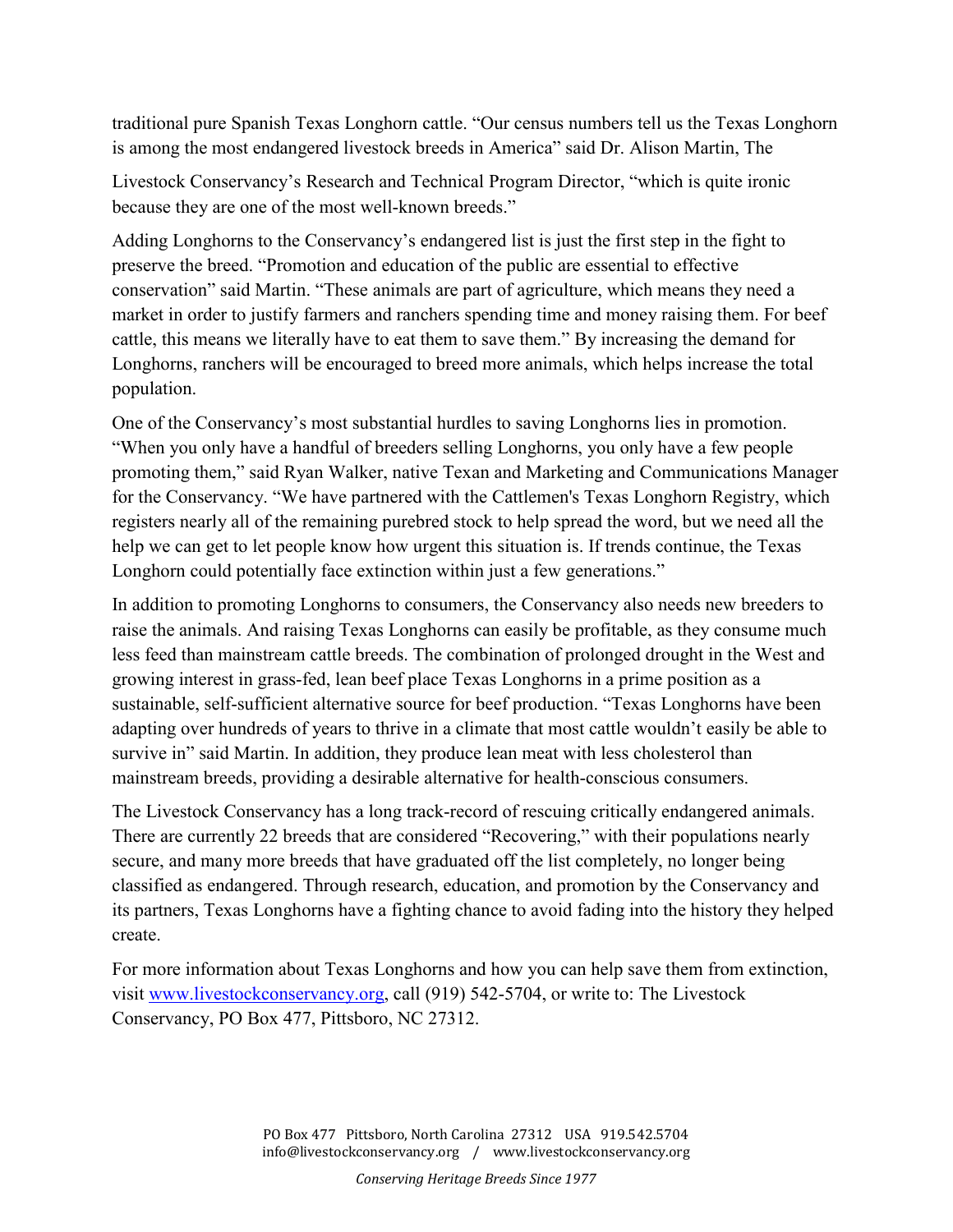traditional pure Spanish Texas Longhorn cattle. "Our census numbers tell us the Texas Longhorn is among the most endangered livestock breeds in America" said Dr. Alison Martin, The Livestock Conservancy's Research and Technical Program Director, "which is quite ironic because they are one of the most well-known breeds."

Adding Longhorns to the Conservancy's endangered list is just the first step in the fight to preserve the breed. "Promotion and education of the public are essential to effective conservation" said Martin. "These animals are part of agriculture, which means they need a market in order to justify farmers and ranchers spending time and money raising them. For beef cattle, this means we literally have to eat them to save them." By increasing the demand for Longhorns, ranchers will be encouraged to breed more animals, which helps increase the total population.

One of the Conservancy's most substantial hurdles to saving Longhorns lies in promotion. "When you only have a handful of breeders selling Longhorns, you only have a few people promoting them," said Ryan Walker, native Texan and Marketing and Communications Manager for the Conservancy. "We have partnered with the Cattlemen's Texas Longhorn Registry, which registers nearly all of the remaining purebred stock to help spread the word, but we need all the help we can get to let people know how urgent this situation is. If trends continue, the Texas Longhorn could potentially face extinction within just a few generations."

In addition to promoting Longhorns to consumers, the Conservancy also needs new breeders to raise the animals. And raising Texas Longhorns can easily be profitable, as they consume much less feed than mainstream cattle breeds. The combination of prolonged drought in the West and growing interest in grass-fed, lean beef place Texas Longhorns in a prime position as a sustainable, self-sufficient alternative source for beef production. "Texas Longhorns have been adapting over hundreds of years to thrive in a climate that most cattle wouldn't easily be able to survive in" said Martin. In addition, they produce lean meat with less cholesterol than mainstream breeds, providing a desirable alternative for health-conscious consumers.

The Livestock Conservancy has a long track-record of rescuing critically endangered animals. There are currently 22 breeds that are considered "Recovering," with their populations nearly secure, and many more breeds that have graduated off the list completely, no longer being classified as endangered. Through research, education, and promotion by the Conservancy and its partners, Texas Longhorns have a fighting chance to avoid fading into the history they helped create.

For more information about Texas Longhorns and how you can help save them from extinction, visit [www.livestockconservancy.org](http://www.livestockconservancy.org), call (919) 542-5704, or write to: The Livestock Conservancy, PO Box 477, Pittsboro, NC 27312.